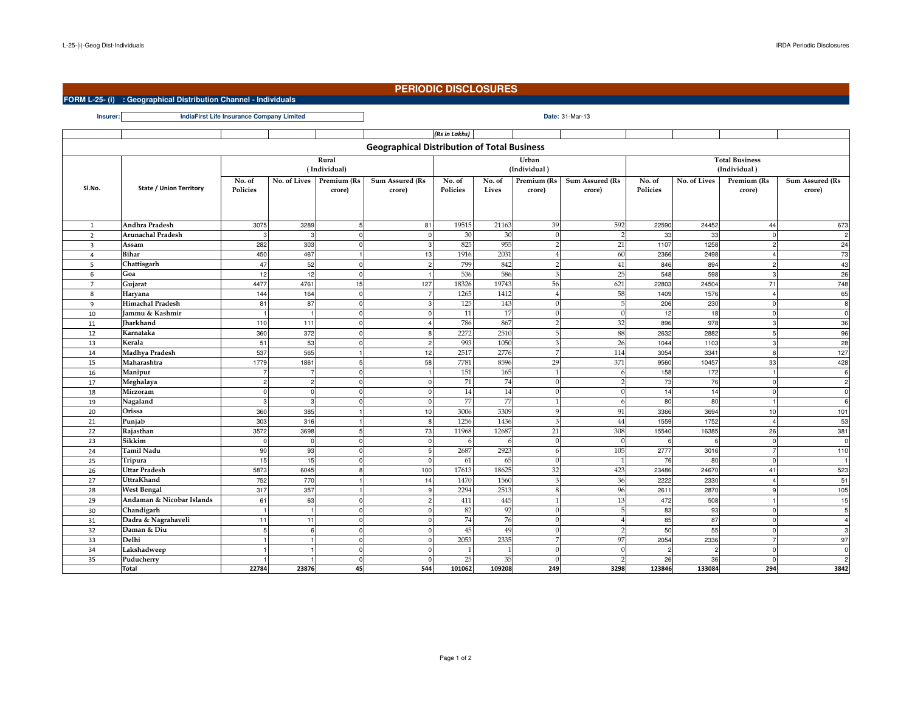# PERIODIC DISCLOSURES

**FORM L-25- (i) : Geographical Distribution Channel - Individuals**

**Insurer:** IndiaFirst Life Insurance Company Limited

**Date:** 31-Mar-13

*(Rs in Lakhs)*

## Geographical Distribution of Total Business

| Sl.No. | State / Union Territory | Rural (Individual) | | | | Urban (Individual) | | | | Total Business (Individual) | | | |
|---|---|---|---|---|---|---|---|---|---|---|---|---|---|
| | | No. of Policies | No. of Lives | Premium (Rs crore) | Sum Assured (Rs crore) | No. of Policies | No. of Lives | Premium (Rs crore) | Sum Assured (Rs crore) | No. of Policies | No. of Lives | Premium (Rs crore) | Sum Assured (Rs crore) |
| 1 | Andhra Pradesh | 3075 | 3289 | 5 | 81 | 19515 | 21163 | 39 | 592 | 22590 | 24452 | 44 | 673 |
| 2 | Arunachal Pradesh | 3 | 3 | 0 | 0 | 30 | 30 | 0 | 2 | 33 | 33 | 0 | 2 |
| 3 | Assam | 282 | 303 | 0 | 3 | 825 | 955 | 2 | 21 | 1107 | 1258 | 2 | 24 |
| 4 | Bihar | 450 | 467 | 1 | 13 | 1916 | 2031 | 4 | 60 | 2366 | 2498 | 4 | 73 |
| 5 | Chattisgarh | 47 | 52 | 0 | 2 | 799 | 842 | 2 | 41 | 846 | 894 | 2 | 43 |
| 6 | Goa | 12 | 12 | 0 | 1 | 536 | 586 | 3 | 25 | 548 | 598 | 3 | 26 |
| 7 | Gujarat | 4477 | 4761 | 15 | 127 | 18326 | 19743 | 56 | 621 | 22803 | 24504 | 71 | 748 |
| 8 | Haryana | 144 | 164 | 0 | 7 | 1265 | 1412 | 4 | 58 | 1409 | 1576 | 4 | 65 |
| 9 | Himachal Pradesh | 81 | 87 | 0 | 3 | 125 | 143 | 0 | 5 | 206 | 230 | 0 | 8 |
| 10 | Jammu & Kashmir | 1 | 1 | 0 | 0 | 11 | 17 | 0 | 0 | 12 | 18 | 0 | 0 |
| 11 | Jharkhand | 110 | 111 | 0 | 4 | 786 | 867 | 2 | 32 | 896 | 978 | 3 | 36 |
| 12 | Karnataka | 360 | 372 | 0 | 8 | 2272 | 2510 | 5 | 88 | 2632 | 2882 | 5 | 96 |
| 13 | Kerala | 51 | 53 | 0 | 2 | 993 | 1050 | 3 | 26 | 1044 | 1103 | 3 | 28 |
| 14 | Madhya Pradesh | 537 | 565 | 1 | 12 | 2517 | 2776 | 7 | 114 | 3054 | 3341 | 8 | 127 |
| 15 | Maharashtra | 1779 | 1861 | 5 | 58 | 7781 | 8596 | 29 | 371 | 9560 | 10457 | 33 | 428 |
| 16 | Manipur | 7 | 7 | 0 | 1 | 151 | 165 | 1 | 6 | 158 | 172 | 1 | 6 |
| 17 | Meghalaya | 2 | 2 | 0 | 0 | 71 | 74 | 0 | 2 | 73 | 76 | 0 | 2 |
| 18 | Mirzoram | 0 | 0 | 0 | 0 | 14 | 14 | 0 | 0 | 14 | 14 | 0 | 0 |
| 19 | Nagaland | 3 | 3 | 0 | 0 | 77 | 77 | 1 | 6 | 80 | 80 | 1 | 6 |
| 20 | Orissa | 360 | 385 | 1 | 10 | 3006 | 3309 | 9 | 91 | 3366 | 3694 | 10 | 101 |
| 21 | Punjab | 303 | 316 | 1 | 8 | 1256 | 1436 | 3 | 44 | 1559 | 1752 | 4 | 53 |
| 22 | Rajasthan | 3572 | 3698 | 5 | 73 | 11968 | 12687 | 21 | 308 | 15540 | 16385 | 26 | 381 |
| 23 | Sikkim | 0 | 0 | 0 | 0 | 6 | 6 | 0 | 0 | 6 | 6 | 0 | 0 |
| 24 | Tamil Nadu | 90 | 93 | 0 | 5 | 2687 | 2923 | 6 | 105 | 2777 | 3016 | 7 | 110 |
| 25 | Tripura | 15 | 15 | 0 | 0 | 61 | 65 | 0 | 1 | 76 | 80 | 0 | 1 |
| 26 | Uttar Pradesh | 5873 | 6045 | 8 | 100 | 17613 | 18625 | 32 | 423 | 23486 | 24670 | 41 | 523 |
| 27 | UttraKhand | 752 | 770 | 1 | 14 | 1470 | 1560 | 3 | 36 | 2222 | 2330 | 4 | 51 |
| 28 | West Bengal | 317 | 357 | 1 | 9 | 2294 | 2513 | 8 | 96 | 2611 | 2870 | 9 | 105 |
| 29 | Andaman & Nicobar Islands | 61 | 63 | 0 | 2 | 411 | 445 | 1 | 13 | 472 | 508 | 1 | 15 |
| 30 | Chandigarh | 1 | 1 | 0 | 0 | 82 | 92 | 0 | 5 | 83 | 93 | 0 | 5 |
| 31 | Dadra & Nagrahaveli | 11 | 11 | 0 | 0 | 74 | 76 | 0 | 4 | 85 | 87 | 0 | 4 |
| 32 | Daman & Diu | 5 | 6 | 0 | 0 | 45 | 49 | 0 | 2 | 50 | 55 | 0 | 3 |
| 33 | Delhi | 1 | 1 | 0 | 0 | 2053 | 2335 | 7 | 97 | 2054 | 2336 | 7 | 97 |
| 34 | Lakshadweep | 1 | 1 | 0 | 0 | 1 | 1 | 0 | 0 | 2 | 2 | 0 | 0 |
| 35 | Puducherry | 1 | 1 | 0 | 0 | 25 | 35 | 0 | 2 | 26 | 36 | 0 | 2 |
| | **Total** | **22784** | **23876** | **45** | **544** | **101062** | **109208** | **249** | **3298** | **123846** | **133084** | **294** | **3842** |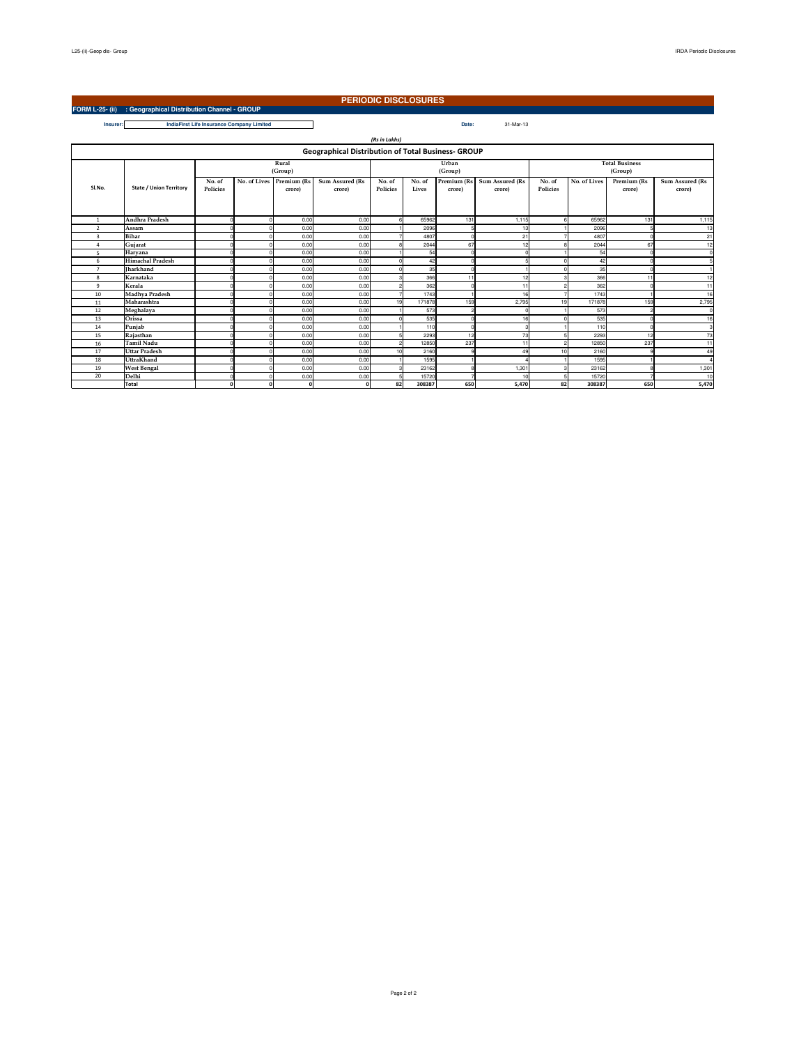# PERIODIC DISCLOSURES

**FORM L-25- (ii) : Geographical Distribution Channel - GROUP**

**Insurer:** IndiaFirst Life Insurance Company Limited

**Date:** 31-Mar-13

*(Rs in Lakhs)*

## Geographical Distribution of Total Business- GROUP

| Sl.No. | State / Union Territory | Rural (Group) | | | | Urban (Group) | | | | Total Business (Group) | | | |
|---|---|---|---|---|---|---|---|---|---|---|---|---|---|
| | | No. of Policies | No. of Lives | Premium (Rs crore) | Sum Assured (Rs crore) | No. of Policies | No. of Lives | Premium (Rs crore) | Sum Assured (Rs crore) | No. of Policies | No. of Lives | Premium (Rs crore) | Sum Assured (Rs crore) |
| 1 | Andhra Pradesh | 0 | 0 | 0.00 | 0.00 | 6 | 65962 | 131 | 1,115 | 6 | 65962 | 131 | 1,115 |
| 2 | Assam | 0 | 0 | 0.00 | 0.00 | 1 | 2096 | 5 | 13 | 1 | 2096 | 5 | 13 |
| 3 | Bihar | 0 | 0 | 0.00 | 0.00 | 7 | 4807 | 0 | 21 | 7 | 4807 | 0 | 21 |
| 4 | Gujarat | 0 | 0 | 0.00 | 0.00 | 8 | 2044 | 67 | 12 | 8 | 2044 | 67 | 12 |
| 5 | Haryana | 0 | 0 | 0.00 | 0.00 | 1 | 54 | 0 | 0 | 1 | 54 | 0 | 0 |
| 6 | Himachal Pradesh | 0 | 0 | 0.00 | 0.00 | 0 | 42 | 0 | 5 | 0 | 42 | 0 | 5 |
| 7 | Jharkhand | 0 | 0 | 0.00 | 0.00 | 0 | 35 | 0 | 1 | 0 | 35 | 0 | 1 |
| 8 | Karnataka | 0 | 0 | 0.00 | 0.00 | 3 | 366 | 11 | 12 | 3 | 366 | 11 | 12 |
| 9 | Kerala | 0 | 0 | 0.00 | 0.00 | 2 | 362 | 0 | 11 | 2 | 362 | 0 | 11 |
| 10 | Madhya Pradesh | 0 | 0 | 0.00 | 0.00 | 7 | 1743 | 1 | 16 | 7 | 1743 | 1 | 16 |
| 11 | Maharashtra | 0 | 0 | 0.00 | 0.00 | 19 | 171878 | 159 | 2,795 | 19 | 171878 | 159 | 2,795 |
| 12 | Meghalaya | 0 | 0 | 0.00 | 0.00 | 1 | 573 | 2 | 0 | 1 | 573 | 2 | 0 |
| 13 | Orissa | 0 | 0 | 0.00 | 0.00 | 0 | 535 | 0 | 16 | 0 | 535 | 0 | 16 |
| 14 | Punjab | 0 | 0 | 0.00 | 0.00 | 1 | 110 | 0 | 3 | 1 | 110 | 0 | 3 |
| 15 | Rajasthan | 0 | 0 | 0.00 | 0.00 | 5 | 2293 | 12 | 73 | 5 | 2293 | 12 | 73 |
| 16 | Tamil Nadu | 0 | 0 | 0.00 | 0.00 | 2 | 12850 | 237 | 11 | 2 | 12850 | 237 | 11 |
| 17 | Uttar Pradesh | 0 | 0 | 0.00 | 0.00 | 10 | 2160 | 9 | 49 | 10 | 2160 | 9 | 49 |
| 18 | UttraKhand | 0 | 0 | 0.00 | 0.00 | 1 | 1595 | 1 | 4 | 1 | 1595 | 1 | 4 |
| 19 | West Bengal | 0 | 0 | 0.00 | 0.00 | 3 | 23162 | 8 | 1,301 | 3 | 23162 | 8 | 1,301 |
| 20 | Delhi | 0 | 0 | 0.00 | 0.00 | 5 | 15720 | 7 | 10 | 5 | 15720 | 7 | 10 |
| | **Total** | **0** | **0** | **0** | **0** | **82** | **308387** | **650** | **5,470** | **82** | **308387** | **650** | **5,470** |